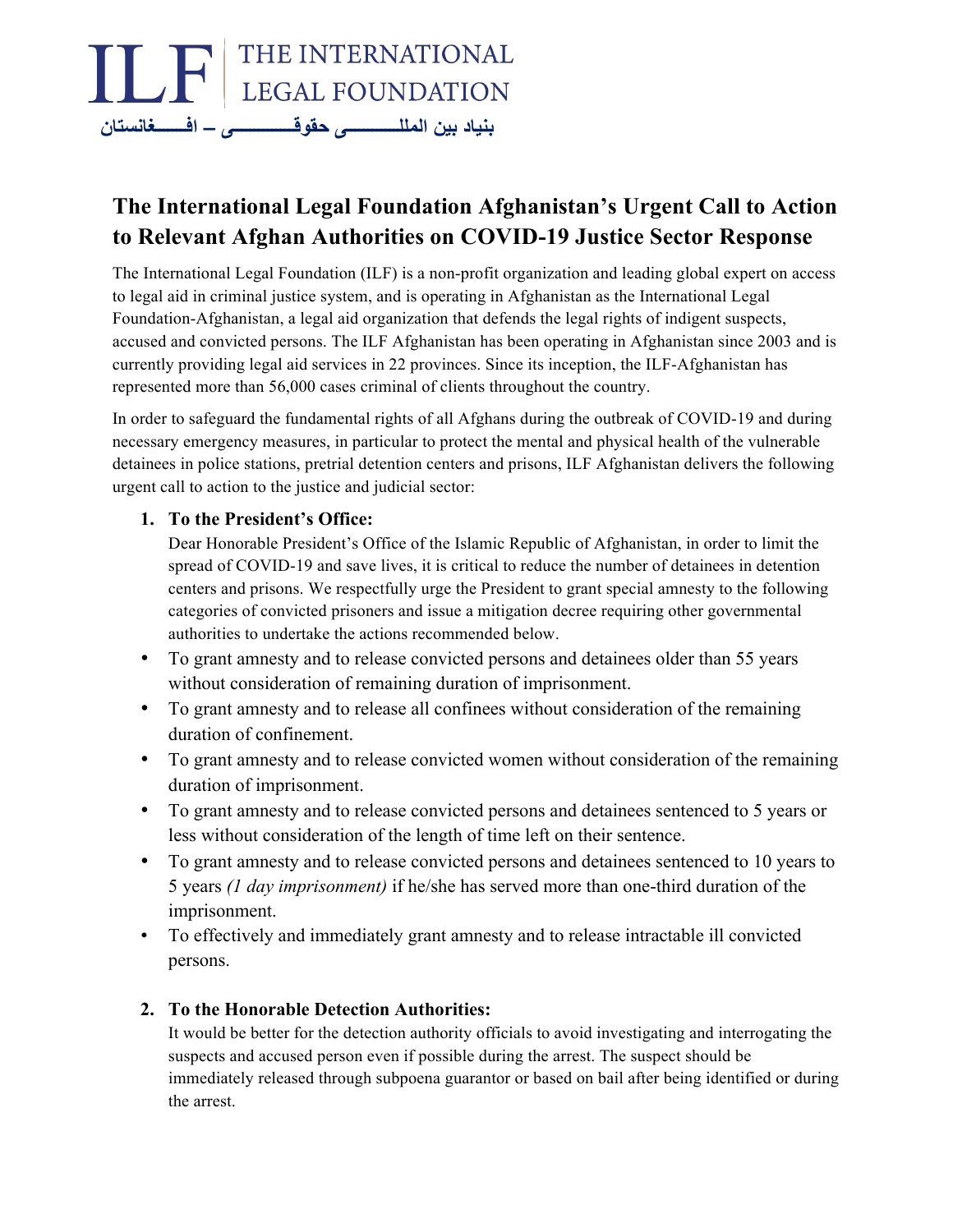ILF | THE INTERNATIONAL LEGAL FOUNDATION

بنیاد بین المللـــــــــی حقوقـــــــــی – افـــــغانستان

# The International Legal Foundation Afghanistan's Urgent Call to Action to Relevant Afghan Authorities on COVID-19 Justice Sector Response

The International Legal Foundation (ILF) is a non-profit organization and leading global expert on access to legal aid in criminal justice system, and is operating in Afghanistan as the International Legal Foundation-Afghanistan, a legal aid organization that defends the legal rights of indigent suspects, accused and convicted persons. The ILF Afghanistan has been operating in Afghanistan since 2003 and is currently providing legal aid services in 22 provinces. Since its inception, the ILF-Afghanistan has represented more than 56,000 cases criminal of clients throughout the country.

In order to safeguard the fundamental rights of all Afghans during the outbreak of COVID-19 and during necessary emergency measures, in particular to protect the mental and physical health of the vulnerable detainees in police stations, pretrial detention centers and prisons, ILF Afghanistan delivers the following urgent call to action to the justice and judicial sector:

1. **To the President's Office:**
   Dear Honorable President's Office of the Islamic Republic of Afghanistan, in order to limit the spread of COVID-19 and save lives, it is critical to reduce the number of detainees in detention centers and prisons. We respectfully urge the President to grant special amnesty to the following categories of convicted prisoners and issue a mitigation decree requiring other governmental authorities to undertake the actions recommended below.

- To grant amnesty and to release convicted persons and detainees older than 55 years without consideration of remaining duration of imprisonment.
- To grant amnesty and to release all confinees without consideration of the remaining duration of confinement.
- To grant amnesty and to release convicted women without consideration of the remaining duration of imprisonment.
- To grant amnesty and to release convicted persons and detainees sentenced to 5 years or less without consideration of the length of time left on their sentence.
- To grant amnesty and to release convicted persons and detainees sentenced to 10 years to 5 years *(1 day imprisonment)* if he/she has served more than one-third duration of the imprisonment.
- To effectively and immediately grant amnesty and to release intractable ill convicted persons.

2. **To the Honorable Detection Authorities:**
   It would be better for the detection authority officials to avoid investigating and interrogating the suspects and accused person even if possible during the arrest. The suspect should be immediately released through subpoena guarantor or based on bail after being identified or during the arrest.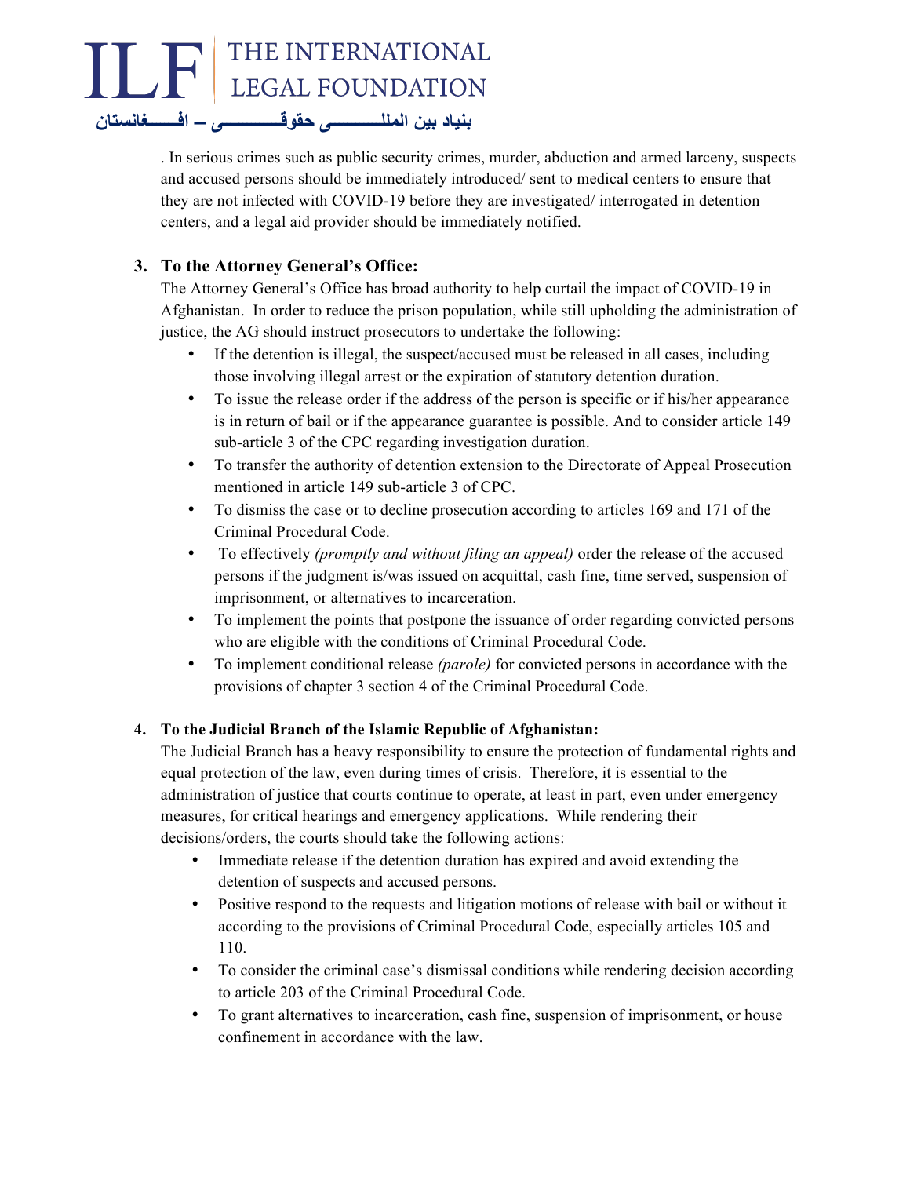. In serious crimes such as public security crimes, murder, abduction and armed larceny, suspects and accused persons should be immediately introduced/ sent to medical centers to ensure that they are not infected with COVID-19 before they are investigated/ interrogated in detention centers, and a legal aid provider should be immediately notified.

3. **To the Attorney General's Office:**

The Attorney General's Office has broad authority to help curtail the impact of COVID-19 in Afghanistan. In order to reduce the prison population, while still upholding the administration of justice, the AG should instruct prosecutors to undertake the following:

- If the detention is illegal, the suspect/accused must be released in all cases, including those involving illegal arrest or the expiration of statutory detention duration.
- To issue the release order if the address of the person is specific or if his/her appearance is in return of bail or if the appearance guarantee is possible. And to consider article 149 sub-article 3 of the CPC regarding investigation duration.
- To transfer the authority of detention extension to the Directorate of Appeal Prosecution mentioned in article 149 sub-article 3 of CPC.
- To dismiss the case or to decline prosecution according to articles 169 and 171 of the Criminal Procedural Code.
- To effectively *(promptly and without filing an appeal)* order the release of the accused persons if the judgment is/was issued on acquittal, cash fine, time served, suspension of imprisonment, or alternatives to incarceration.
- To implement the points that postpone the issuance of order regarding convicted persons who are eligible with the conditions of Criminal Procedural Code.
- To implement conditional release *(parole)* for convicted persons in accordance with the provisions of chapter 3 section 4 of the Criminal Procedural Code.

4. **To the Judicial Branch of the Islamic Republic of Afghanistan:**

The Judicial Branch has a heavy responsibility to ensure the protection of fundamental rights and equal protection of the law, even during times of crisis. Therefore, it is essential to the administration of justice that courts continue to operate, at least in part, even under emergency measures, for critical hearings and emergency applications. While rendering their decisions/orders, the courts should take the following actions:

- Immediate release if the detention duration has expired and avoid extending the detention of suspects and accused persons.
- Positive respond to the requests and litigation motions of release with bail or without it according to the provisions of Criminal Procedural Code, especially articles 105 and 110.
- To consider the criminal case's dismissal conditions while rendering decision according to article 203 of the Criminal Procedural Code.
- To grant alternatives to incarceration, cash fine, suspension of imprisonment, or house confinement in accordance with the law.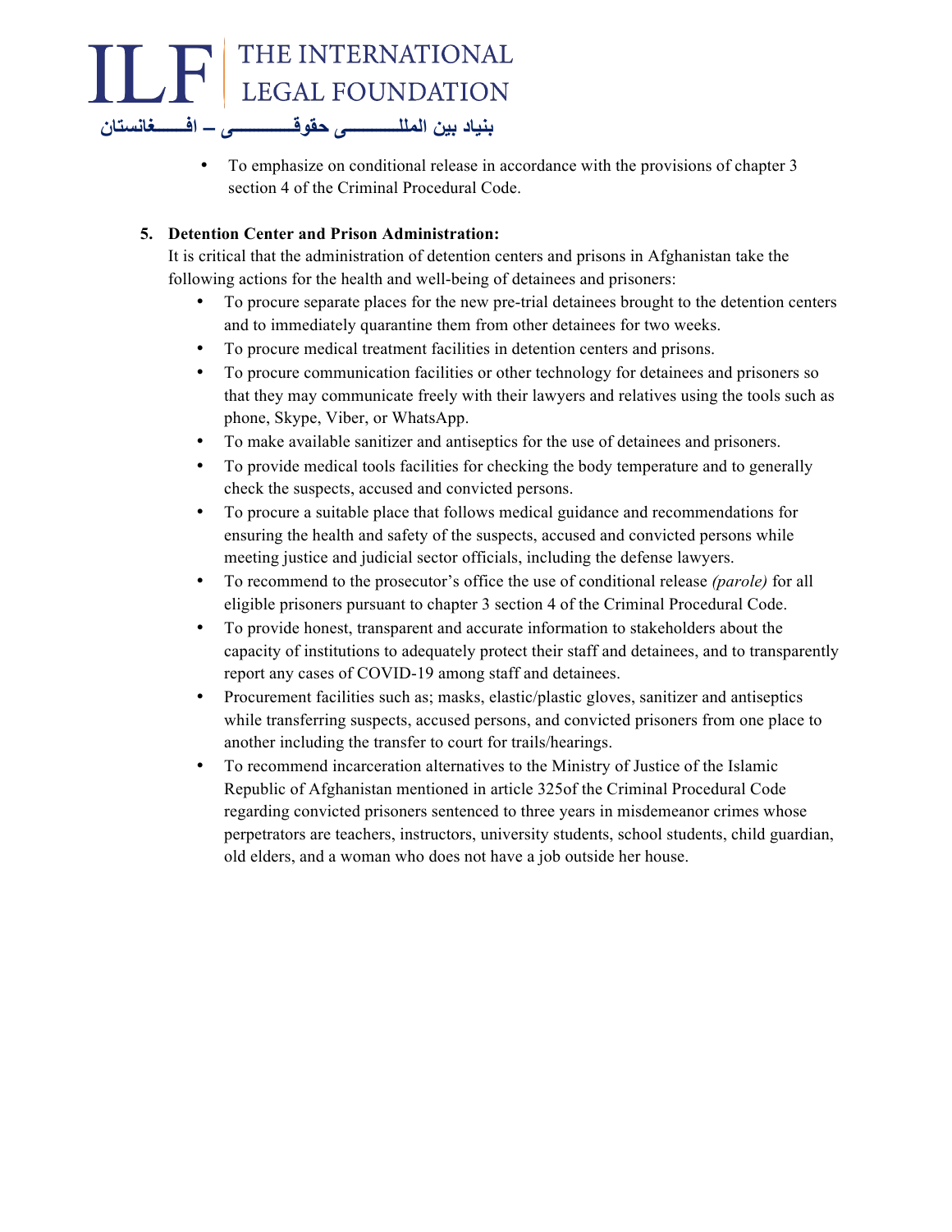- To emphasize on conditional release in accordance with the provisions of chapter 3 section 4 of the Criminal Procedural Code.

5. **Detention Center and Prison Administration:**
   It is critical that the administration of detention centers and prisons in Afghanistan take the following actions for the health and well-being of detainees and prisoners:
   - To procure separate places for the new pre-trial detainees brought to the detention centers and to immediately quarantine them from other detainees for two weeks.
   - To procure medical treatment facilities in detention centers and prisons.
   - To procure communication facilities or other technology for detainees and prisoners so that they may communicate freely with their lawyers and relatives using the tools such as phone, Skype, Viber, or WhatsApp.
   - To make available sanitizer and antiseptics for the use of detainees and prisoners.
   - To provide medical tools facilities for checking the body temperature and to generally check the suspects, accused and convicted persons.
   - To procure a suitable place that follows medical guidance and recommendations for ensuring the health and safety of the suspects, accused and convicted persons while meeting justice and judicial sector officials, including the defense lawyers.
   - To recommend to the prosecutor's office the use of conditional release *(parole)* for all eligible prisoners pursuant to chapter 3 section 4 of the Criminal Procedural Code.
   - To provide honest, transparent and accurate information to stakeholders about the capacity of institutions to adequately protect their staff and detainees, and to transparently report any cases of COVID-19 among staff and detainees.
   - Procurement facilities such as; masks, elastic/plastic gloves, sanitizer and antiseptics while transferring suspects, accused persons, and convicted prisoners from one place to another including the transfer to court for trails/hearings.
   - To recommend incarceration alternatives to the Ministry of Justice of the Islamic Republic of Afghanistan mentioned in article 325of the Criminal Procedural Code regarding convicted prisoners sentenced to three years in misdemeanor crimes whose perpetrators are teachers, instructors, university students, school students, child guardian, old elders, and a woman who does not have a job outside her house.